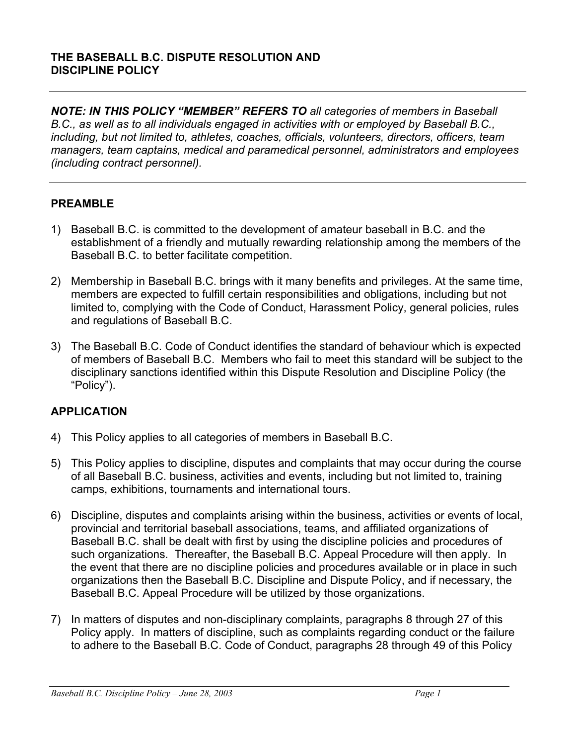# THE BASEBALL B.C. DISPUTE RESOLUTION AND DISCIPLINE POLICY

---

***NOTE: IN THIS POLICY "MEMBER" REFERS TO** all categories of members in Baseball B.C., as well as to all individuals engaged in activities with or employed by Baseball B.C., including, but not limited to, athletes, coaches, officials, volunteers, directors, officers, team managers, team captains, medical and paramedical personnel, administrators and employees (including contract personnel).*

---

## PREAMBLE

1) Baseball B.C. is committed to the development of amateur baseball in B.C. and the establishment of a friendly and mutually rewarding relationship among the members of the Baseball B.C. to better facilitate competition.

2) Membership in Baseball B.C. brings with it many benefits and privileges. At the same time, members are expected to fulfill certain responsibilities and obligations, including but not limited to, complying with the Code of Conduct, Harassment Policy, general policies, rules and regulations of Baseball B.C.

3) The Baseball B.C. Code of Conduct identifies the standard of behaviour which is expected of members of Baseball B.C. Members who fail to meet this standard will be subject to the disciplinary sanctions identified within this Dispute Resolution and Discipline Policy (the "Policy").

## APPLICATION

4) This Policy applies to all categories of members in Baseball B.C.

5) This Policy applies to discipline, disputes and complaints that may occur during the course of all Baseball B.C. business, activities and events, including but not limited to, training camps, exhibitions, tournaments and international tours.

6) Discipline, disputes and complaints arising within the business, activities or events of local, provincial and territorial baseball associations, teams, and affiliated organizations of Baseball B.C. shall be dealt with first by using the discipline policies and procedures of such organizations. Thereafter, the Baseball B.C. Appeal Procedure will then apply. In the event that there are no discipline policies and procedures available or in place in such organizations then the Baseball B.C. Discipline and Dispute Policy, and if necessary, the Baseball B.C. Appeal Procedure will be utilized by those organizations.

7) In matters of disputes and non-disciplinary complaints, paragraphs 8 through 27 of this Policy apply. In matters of discipline, such as complaints regarding conduct or the failure to adhere to the Baseball B.C. Code of Conduct, paragraphs 28 through 49 of this Policy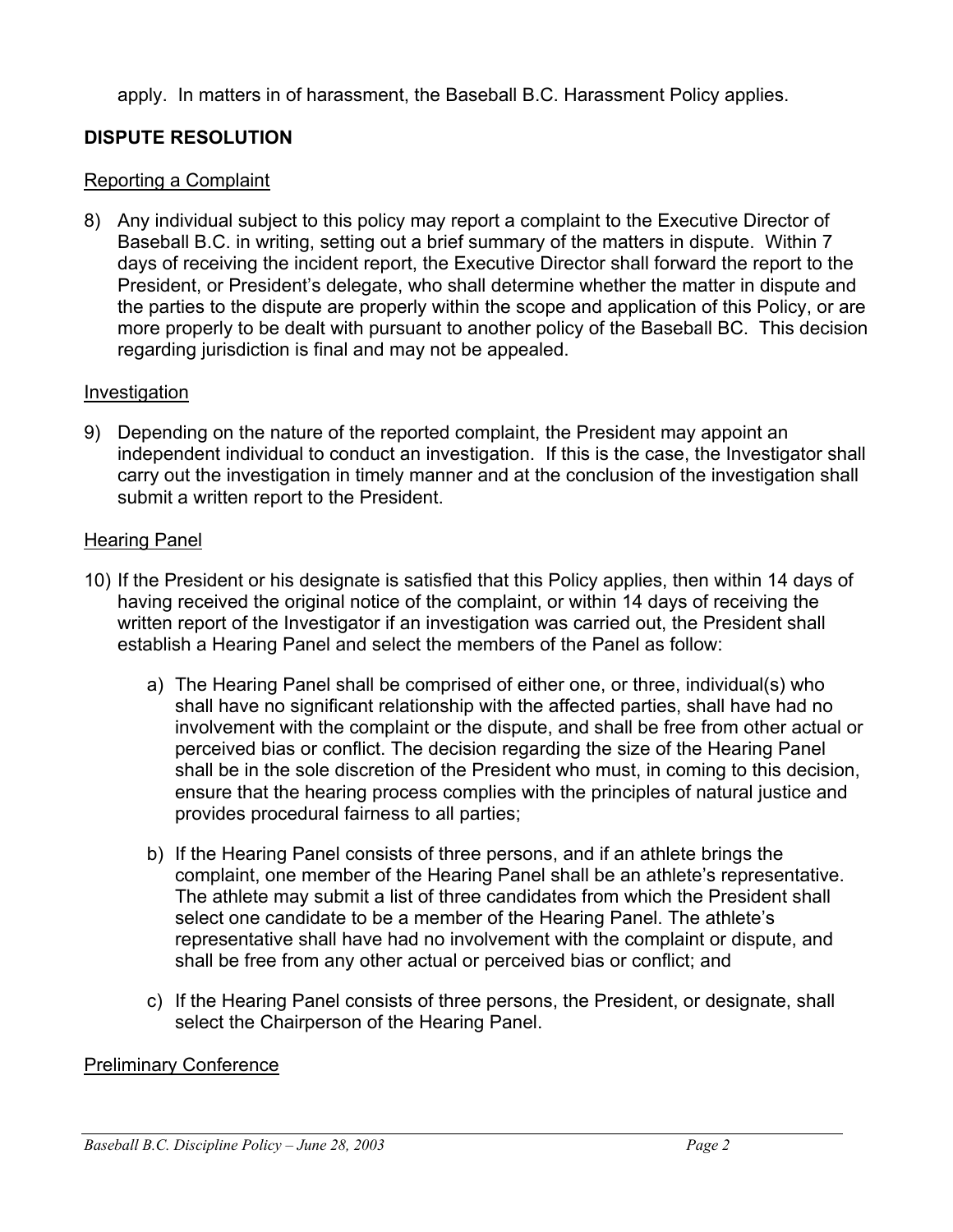apply. In matters in of harassment, the Baseball B.C. Harassment Policy applies.

## DISPUTE RESOLUTION

### Reporting a Complaint

8) Any individual subject to this policy may report a complaint to the Executive Director of Baseball B.C. in writing, setting out a brief summary of the matters in dispute. Within 7 days of receiving the incident report, the Executive Director shall forward the report to the President, or President's delegate, who shall determine whether the matter in dispute and the parties to the dispute are properly within the scope and application of this Policy, or are more properly to be dealt with pursuant to another policy of the Baseball BC. This decision regarding jurisdiction is final and may not be appealed.

### Investigation

9) Depending on the nature of the reported complaint, the President may appoint an independent individual to conduct an investigation. If this is the case, the Investigator shall carry out the investigation in timely manner and at the conclusion of the investigation shall submit a written report to the President.

### Hearing Panel

10) If the President or his designate is satisfied that this Policy applies, then within 14 days of having received the original notice of the complaint, or within 14 days of receiving the written report of the Investigator if an investigation was carried out, the President shall establish a Hearing Panel and select the members of the Panel as follow:

    a) The Hearing Panel shall be comprised of either one, or three, individual(s) who shall have no significant relationship with the affected parties, shall have had no involvement with the complaint or the dispute, and shall be free from other actual or perceived bias or conflict. The decision regarding the size of the Hearing Panel shall be in the sole discretion of the President who must, in coming to this decision, ensure that the hearing process complies with the principles of natural justice and provides procedural fairness to all parties;

    b) If the Hearing Panel consists of three persons, and if an athlete brings the complaint, one member of the Hearing Panel shall be an athlete's representative. The athlete may submit a list of three candidates from which the President shall select one candidate to be a member of the Hearing Panel. The athlete's representative shall have had no involvement with the complaint or dispute, and shall be free from any other actual or perceived bias or conflict; and

    c) If the Hearing Panel consists of three persons, the President, or designate, shall select the Chairperson of the Hearing Panel.

### Preliminary Conference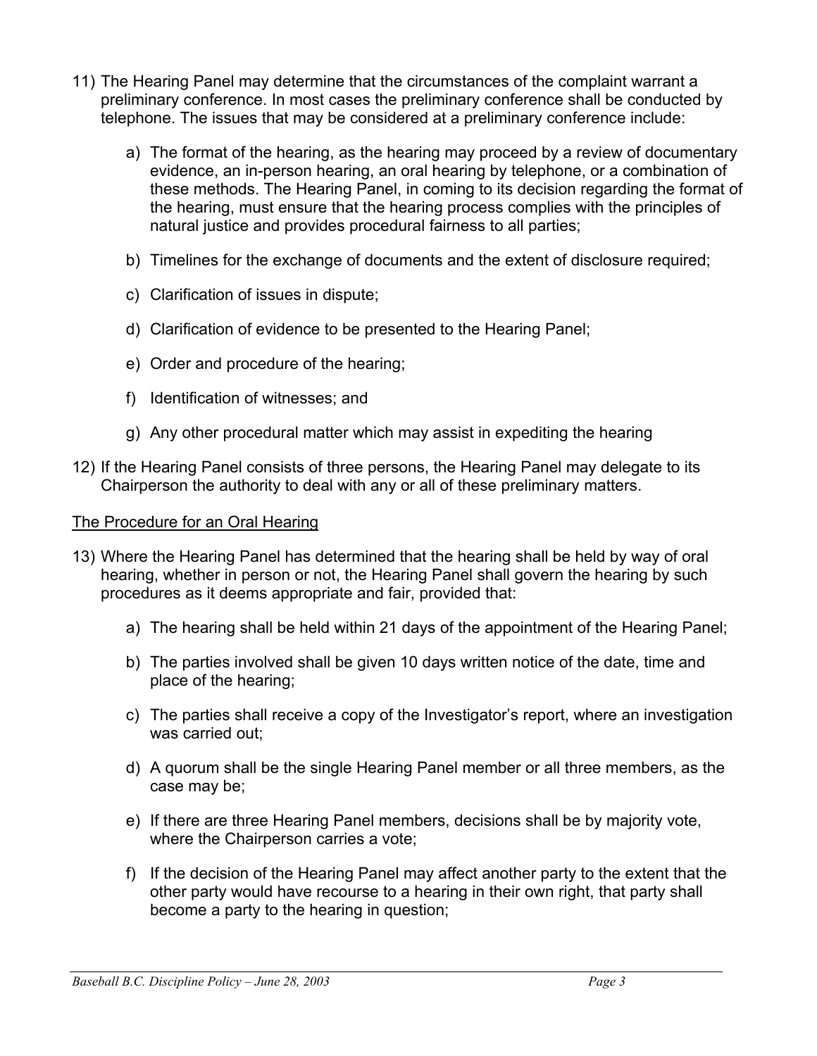11) The Hearing Panel may determine that the circumstances of the complaint warrant a preliminary conference. In most cases the preliminary conference shall be conducted by telephone. The issues that may be considered at a preliminary conference include:

    a) The format of the hearing, as the hearing may proceed by a review of documentary evidence, an in-person hearing, an oral hearing by telephone, or a combination of these methods. The Hearing Panel, in coming to its decision regarding the format of the hearing, must ensure that the hearing process complies with the principles of natural justice and provides procedural fairness to all parties;

    b) Timelines for the exchange of documents and the extent of disclosure required;

    c) Clarification of issues in dispute;

    d) Clarification of evidence to be presented to the Hearing Panel;

    e) Order and procedure of the hearing;

    f) Identification of witnesses; and

    g) Any other procedural matter which may assist in expediting the hearing

12) If the Hearing Panel consists of three persons, the Hearing Panel may delegate to its Chairperson the authority to deal with any or all of these preliminary matters.

<u>The Procedure for an Oral Hearing</u>

13) Where the Hearing Panel has determined that the hearing shall be held by way of oral hearing, whether in person or not, the Hearing Panel shall govern the hearing by such procedures as it deems appropriate and fair, provided that:

    a) The hearing shall be held within 21 days of the appointment of the Hearing Panel;

    b) The parties involved shall be given 10 days written notice of the date, time and place of the hearing;

    c) The parties shall receive a copy of the Investigator's report, where an investigation was carried out;

    d) A quorum shall be the single Hearing Panel member or all three members, as the case may be;

    e) If there are three Hearing Panel members, decisions shall be by majority vote, where the Chairperson carries a vote;

    f) If the decision of the Hearing Panel may affect another party to the extent that the other party would have recourse to a hearing in their own right, that party shall become a party to the hearing in question;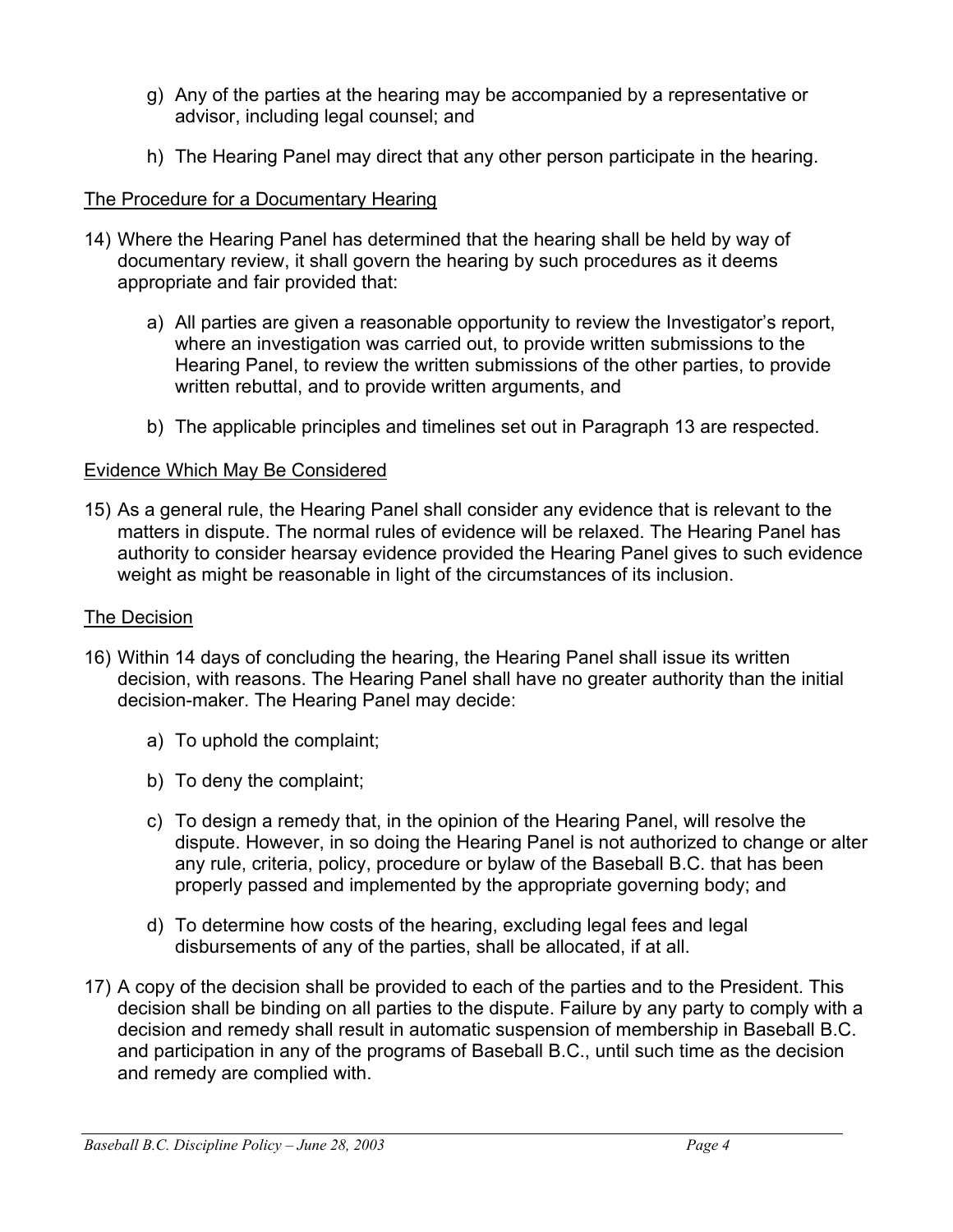g) Any of the parties at the hearing may be accompanied by a representative or advisor, including legal counsel; and

h) The Hearing Panel may direct that any other person participate in the hearing.

The Procedure for a Documentary Hearing

14) Where the Hearing Panel has determined that the hearing shall be held by way of documentary review, it shall govern the hearing by such procedures as it deems appropriate and fair provided that:

   a) All parties are given a reasonable opportunity to review the Investigator's report, where an investigation was carried out, to provide written submissions to the Hearing Panel, to review the written submissions of the other parties, to provide written rebuttal, and to provide written arguments, and

   b) The applicable principles and timelines set out in Paragraph 13 are respected.

Evidence Which May Be Considered

15) As a general rule, the Hearing Panel shall consider any evidence that is relevant to the matters in dispute. The normal rules of evidence will be relaxed. The Hearing Panel has authority to consider hearsay evidence provided the Hearing Panel gives to such evidence weight as might be reasonable in light of the circumstances of its inclusion.

The Decision

16) Within 14 days of concluding the hearing, the Hearing Panel shall issue its written decision, with reasons. The Hearing Panel shall have no greater authority than the initial decision-maker. The Hearing Panel may decide:

   a) To uphold the complaint;

   b) To deny the complaint;

   c) To design a remedy that, in the opinion of the Hearing Panel, will resolve the dispute. However, in so doing the Hearing Panel is not authorized to change or alter any rule, criteria, policy, procedure or bylaw of the Baseball B.C. that has been properly passed and implemented by the appropriate governing body; and

   d) To determine how costs of the hearing, excluding legal fees and legal disbursements of any of the parties, shall be allocated, if at all.

17) A copy of the decision shall be provided to each of the parties and to the President. This decision shall be binding on all parties to the dispute. Failure by any party to comply with a decision and remedy shall result in automatic suspension of membership in Baseball B.C. and participation in any of the programs of Baseball B.C., until such time as the decision and remedy are complied with.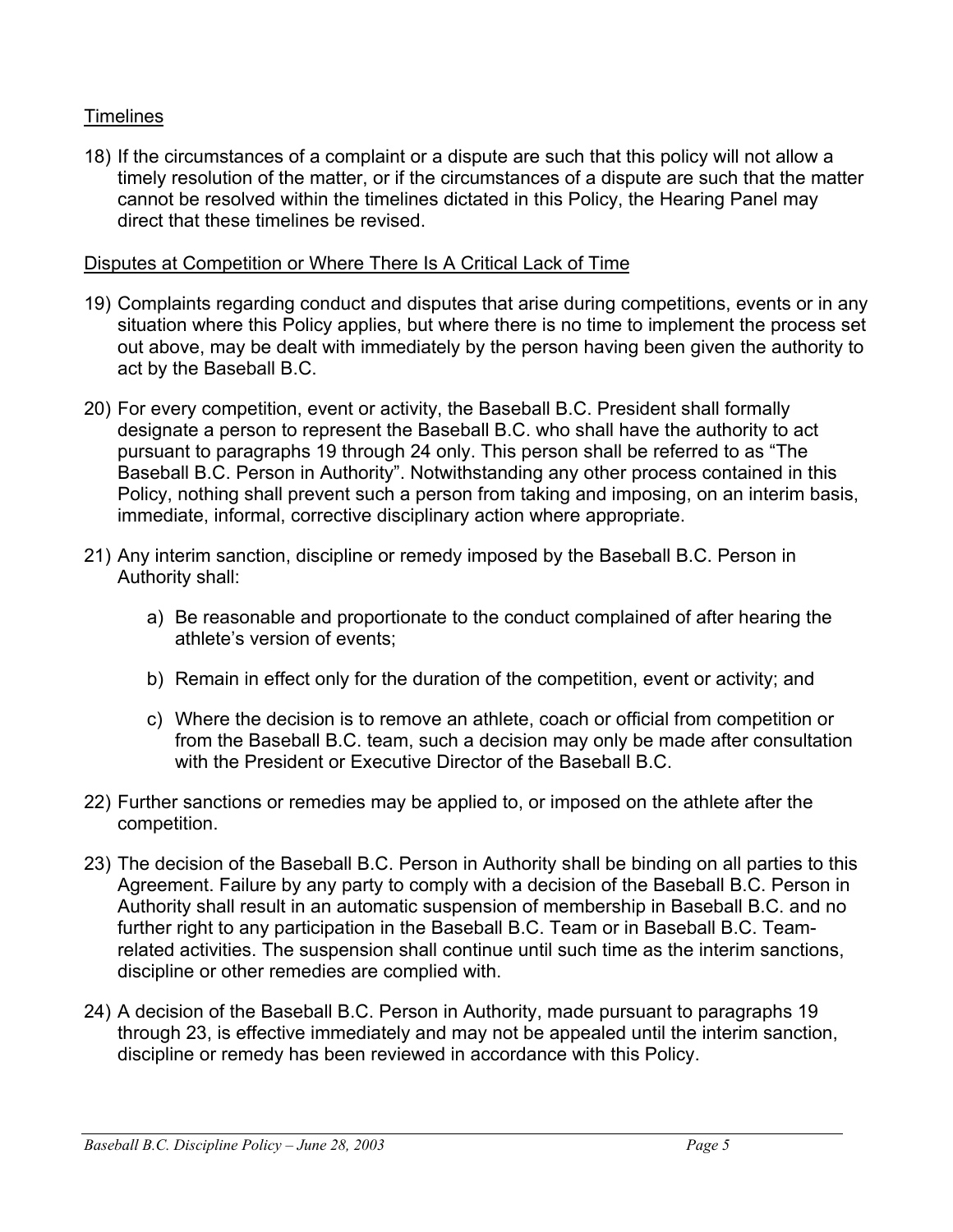Timelines

18) If the circumstances of a complaint or a dispute are such that this policy will not allow a timely resolution of the matter, or if the circumstances of a dispute are such that the matter cannot be resolved within the timelines dictated in this Policy, the Hearing Panel may direct that these timelines be revised.

Disputes at Competition or Where There Is A Critical Lack of Time

19) Complaints regarding conduct and disputes that arise during competitions, events or in any situation where this Policy applies, but where there is no time to implement the process set out above, may be dealt with immediately by the person having been given the authority to act by the Baseball B.C.

20) For every competition, event or activity, the Baseball B.C. President shall formally designate a person to represent the Baseball B.C. who shall have the authority to act pursuant to paragraphs 19 through 24 only. This person shall be referred to as "The Baseball B.C. Person in Authority". Notwithstanding any other process contained in this Policy, nothing shall prevent such a person from taking and imposing, on an interim basis, immediate, informal, corrective disciplinary action where appropriate.

21) Any interim sanction, discipline or remedy imposed by the Baseball B.C. Person in Authority shall:

    a) Be reasonable and proportionate to the conduct complained of after hearing the athlete's version of events;

    b) Remain in effect only for the duration of the competition, event or activity; and

    c) Where the decision is to remove an athlete, coach or official from competition or from the Baseball B.C. team, such a decision may only be made after consultation with the President or Executive Director of the Baseball B.C.

22) Further sanctions or remedies may be applied to, or imposed on the athlete after the competition.

23) The decision of the Baseball B.C. Person in Authority shall be binding on all parties to this Agreement. Failure by any party to comply with a decision of the Baseball B.C. Person in Authority shall result in an automatic suspension of membership in Baseball B.C. and no further right to any participation in the Baseball B.C. Team or in Baseball B.C. Team-related activities. The suspension shall continue until such time as the interim sanctions, discipline or other remedies are complied with.

24) A decision of the Baseball B.C. Person in Authority, made pursuant to paragraphs 19 through 23, is effective immediately and may not be appealed until the interim sanction, discipline or remedy has been reviewed in accordance with this Policy.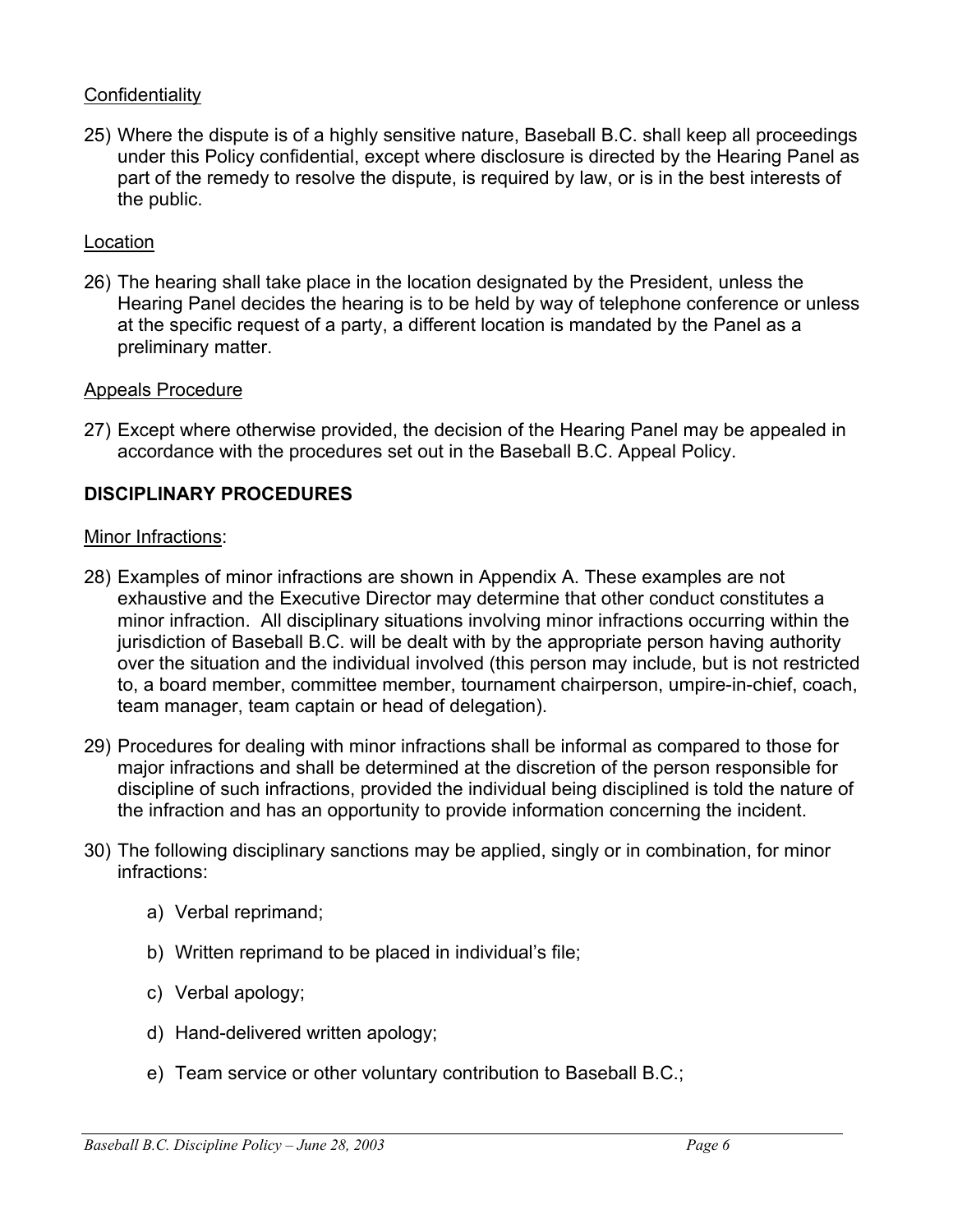<u>Confidentiality</u>

25) Where the dispute is of a highly sensitive nature, Baseball B.C. shall keep all proceedings under this Policy confidential, except where disclosure is directed by the Hearing Panel as part of the remedy to resolve the dispute, is required by law, or is in the best interests of the public.

<u>Location</u>

26) The hearing shall take place in the location designated by the President, unless the Hearing Panel decides the hearing is to be held by way of telephone conference or unless at the specific request of a party, a different location is mandated by the Panel as a preliminary matter.

<u>Appeals Procedure</u>

27) Except where otherwise provided, the decision of the Hearing Panel may be appealed in accordance with the procedures set out in the Baseball B.C. Appeal Policy.

**DISCIPLINARY PROCEDURES**

<u>Minor Infractions</u>:

28) Examples of minor infractions are shown in Appendix A. These examples are not exhaustive and the Executive Director may determine that other conduct constitutes a minor infraction. All disciplinary situations involving minor infractions occurring within the jurisdiction of Baseball B.C. will be dealt with by the appropriate person having authority over the situation and the individual involved (this person may include, but is not restricted to, a board member, committee member, tournament chairperson, umpire-in-chief, coach, team manager, team captain or head of delegation).

29) Procedures for dealing with minor infractions shall be informal as compared to those for major infractions and shall be determined at the discretion of the person responsible for discipline of such infractions, provided the individual being disciplined is told the nature of the infraction and has an opportunity to provide information concerning the incident.

30) The following disciplinary sanctions may be applied, singly or in combination, for minor infractions:

    a) Verbal reprimand;

    b) Written reprimand to be placed in individual's file;

    c) Verbal apology;

    d) Hand-delivered written apology;

    e) Team service or other voluntary contribution to Baseball B.C.;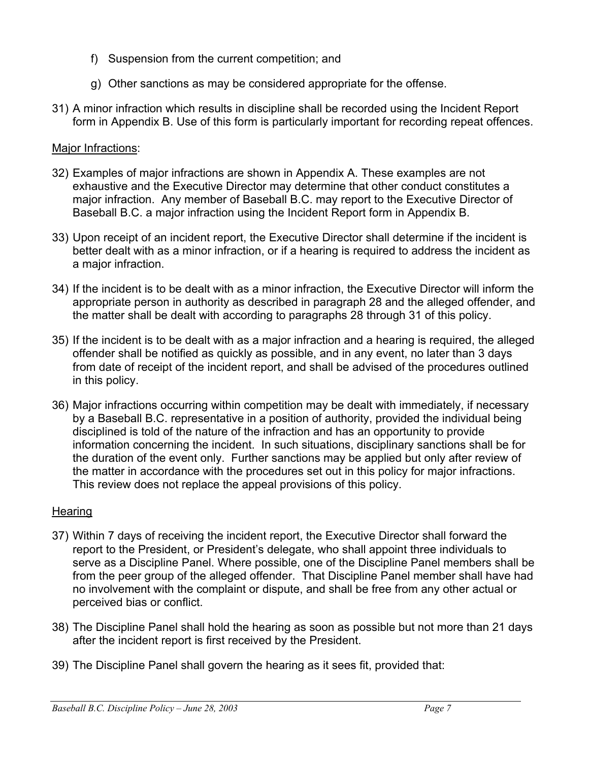f) Suspension from the current competition; and

g) Other sanctions as may be considered appropriate for the offense.

31) A minor infraction which results in discipline shall be recorded using the Incident Report form in Appendix B. Use of this form is particularly important for recording repeat offences.

Major Infractions:

32) Examples of major infractions are shown in Appendix A. These examples are not exhaustive and the Executive Director may determine that other conduct constitutes a major infraction. Any member of Baseball B.C. may report to the Executive Director of Baseball B.C. a major infraction using the Incident Report form in Appendix B.

33) Upon receipt of an incident report, the Executive Director shall determine if the incident is better dealt with as a minor infraction, or if a hearing is required to address the incident as a major infraction.

34) If the incident is to be dealt with as a minor infraction, the Executive Director will inform the appropriate person in authority as described in paragraph 28 and the alleged offender, and the matter shall be dealt with according to paragraphs 28 through 31 of this policy.

35) If the incident is to be dealt with as a major infraction and a hearing is required, the alleged offender shall be notified as quickly as possible, and in any event, no later than 3 days from date of receipt of the incident report, and shall be advised of the procedures outlined in this policy.

36) Major infractions occurring within competition may be dealt with immediately, if necessary by a Baseball B.C. representative in a position of authority, provided the individual being disciplined is told of the nature of the infraction and has an opportunity to provide information concerning the incident. In such situations, disciplinary sanctions shall be for the duration of the event only. Further sanctions may be applied but only after review of the matter in accordance with the procedures set out in this policy for major infractions. This review does not replace the appeal provisions of this policy.

Hearing

37) Within 7 days of receiving the incident report, the Executive Director shall forward the report to the President, or President's delegate, who shall appoint three individuals to serve as a Discipline Panel. Where possible, one of the Discipline Panel members shall be from the peer group of the alleged offender. That Discipline Panel member shall have had no involvement with the complaint or dispute, and shall be free from any other actual or perceived bias or conflict.

38) The Discipline Panel shall hold the hearing as soon as possible but not more than 21 days after the incident report is first received by the President.

39) The Discipline Panel shall govern the hearing as it sees fit, provided that: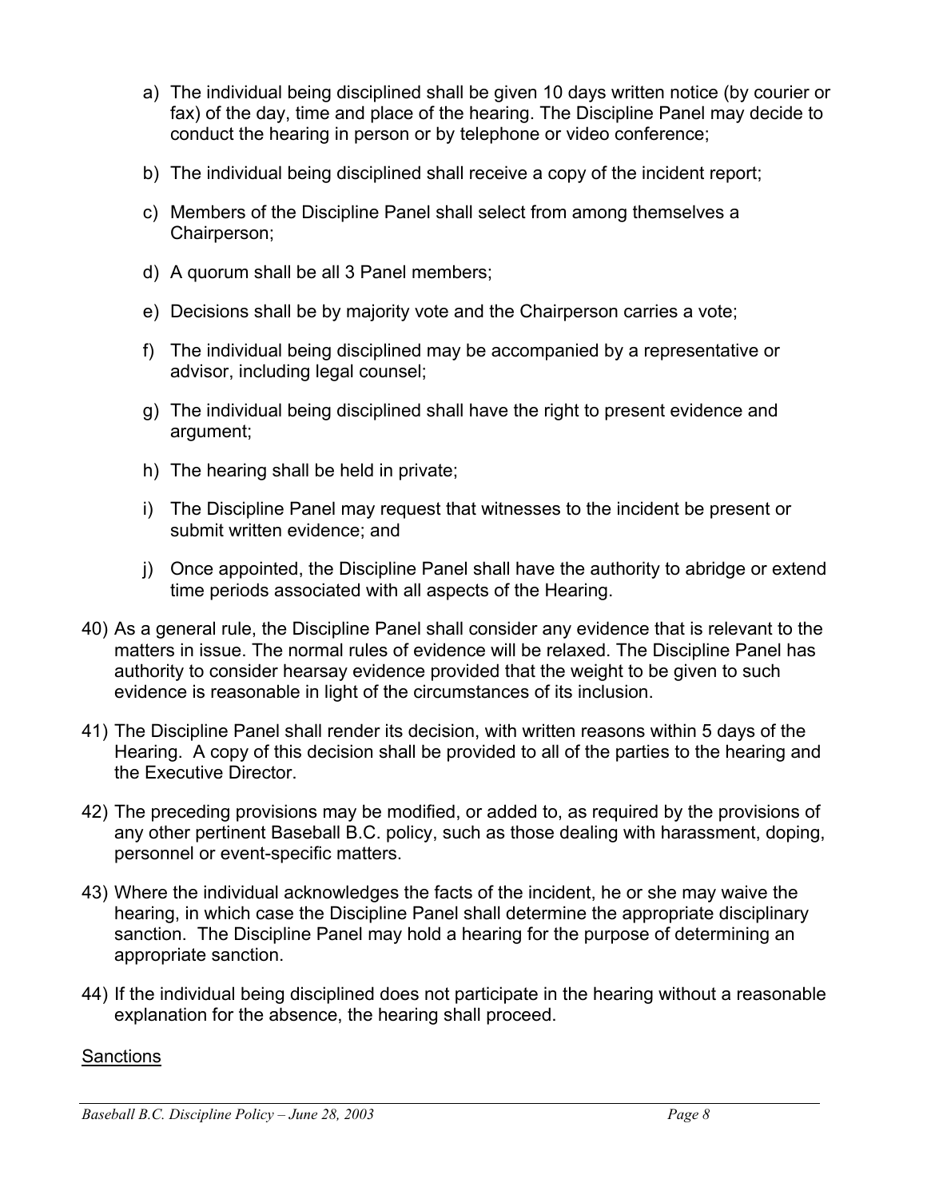a) The individual being disciplined shall be given 10 days written notice (by courier or fax) of the day, time and place of the hearing. The Discipline Panel may decide to conduct the hearing in person or by telephone or video conference;

b) The individual being disciplined shall receive a copy of the incident report;

c) Members of the Discipline Panel shall select from among themselves a Chairperson;

d) A quorum shall be all 3 Panel members;

e) Decisions shall be by majority vote and the Chairperson carries a vote;

f) The individual being disciplined may be accompanied by a representative or advisor, including legal counsel;

g) The individual being disciplined shall have the right to present evidence and argument;

h) The hearing shall be held in private;

i) The Discipline Panel may request that witnesses to the incident be present or submit written evidence; and

j) Once appointed, the Discipline Panel shall have the authority to abridge or extend time periods associated with all aspects of the Hearing.

40) As a general rule, the Discipline Panel shall consider any evidence that is relevant to the matters in issue. The normal rules of evidence will be relaxed. The Discipline Panel has authority to consider hearsay evidence provided that the weight to be given to such evidence is reasonable in light of the circumstances of its inclusion.

41) The Discipline Panel shall render its decision, with written reasons within 5 days of the Hearing. A copy of this decision shall be provided to all of the parties to the hearing and the Executive Director.

42) The preceding provisions may be modified, or added to, as required by the provisions of any other pertinent Baseball B.C. policy, such as those dealing with harassment, doping, personnel or event-specific matters.

43) Where the individual acknowledges the facts of the incident, he or she may waive the hearing, in which case the Discipline Panel shall determine the appropriate disciplinary sanction. The Discipline Panel may hold a hearing for the purpose of determining an appropriate sanction.

44) If the individual being disciplined does not participate in the hearing without a reasonable explanation for the absence, the hearing shall proceed.

Sanctions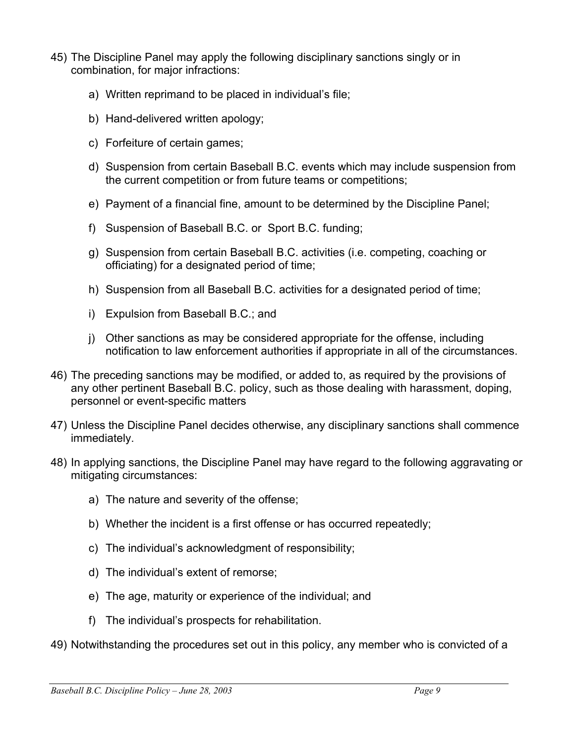45) The Discipline Panel may apply the following disciplinary sanctions singly or in combination, for major infractions:

    a) Written reprimand to be placed in individual's file;

    b) Hand-delivered written apology;

    c) Forfeiture of certain games;

    d) Suspension from certain Baseball B.C. events which may include suspension from the current competition or from future teams or competitions;

    e) Payment of a financial fine, amount to be determined by the Discipline Panel;

    f) Suspension of Baseball B.C. or Sport B.C. funding;

    g) Suspension from certain Baseball B.C. activities (i.e. competing, coaching or officiating) for a designated period of time;

    h) Suspension from all Baseball B.C. activities for a designated period of time;

    i) Expulsion from Baseball B.C.; and

    j) Other sanctions as may be considered appropriate for the offense, including notification to law enforcement authorities if appropriate in all of the circumstances.

46) The preceding sanctions may be modified, or added to, as required by the provisions of any other pertinent Baseball B.C. policy, such as those dealing with harassment, doping, personnel or event-specific matters

47) Unless the Discipline Panel decides otherwise, any disciplinary sanctions shall commence immediately.

48) In applying sanctions, the Discipline Panel may have regard to the following aggravating or mitigating circumstances:

    a) The nature and severity of the offense;

    b) Whether the incident is a first offense or has occurred repeatedly;

    c) The individual's acknowledgment of responsibility;

    d) The individual's extent of remorse;

    e) The age, maturity or experience of the individual; and

    f) The individual's prospects for rehabilitation.

49) Notwithstanding the procedures set out in this policy, any member who is convicted of a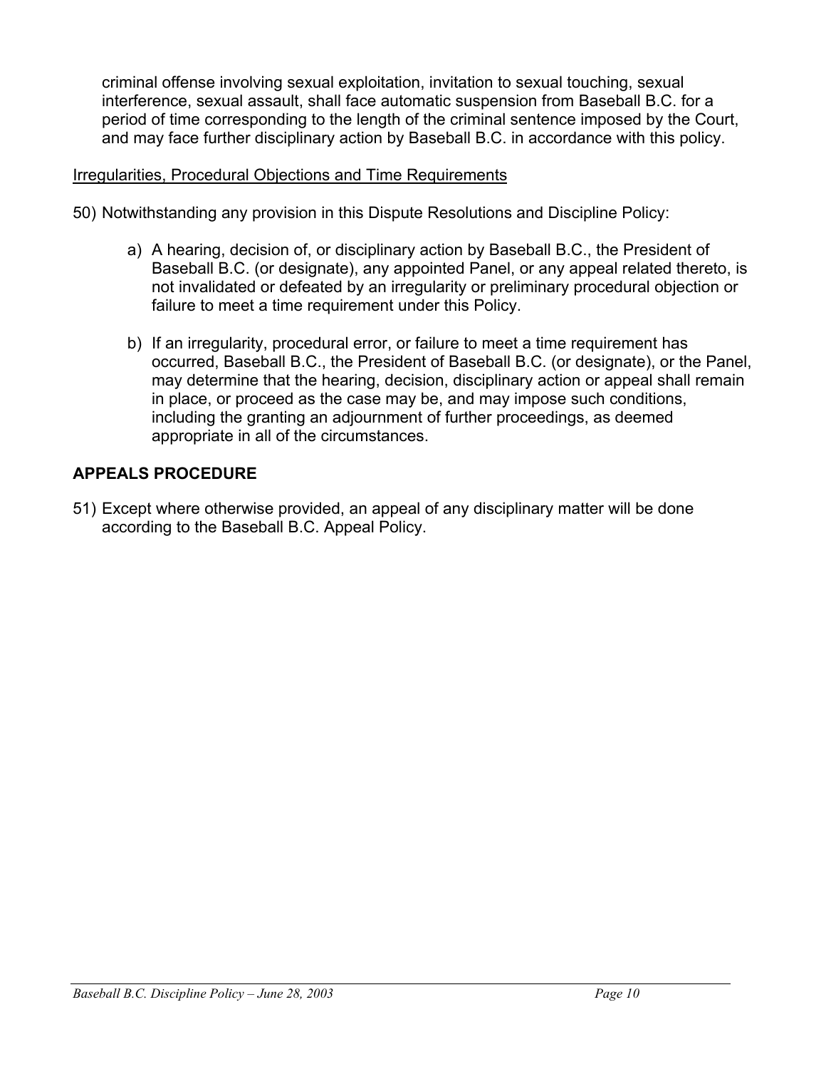criminal offense involving sexual exploitation, invitation to sexual touching, sexual interference, sexual assault, shall face automatic suspension from Baseball B.C. for a period of time corresponding to the length of the criminal sentence imposed by the Court, and may face further disciplinary action by Baseball B.C. in accordance with this policy.

<u>Irregularities, Procedural Objections and Time Requirements</u>

50) Notwithstanding any provision in this Dispute Resolutions and Discipline Policy:

   a) A hearing, decision of, or disciplinary action by Baseball B.C., the President of Baseball B.C. (or designate), any appointed Panel, or any appeal related thereto, is not invalidated or defeated by an irregularity or preliminary procedural objection or failure to meet a time requirement under this Policy.

   b) If an irregularity, procedural error, or failure to meet a time requirement has occurred, Baseball B.C., the President of Baseball B.C. (or designate), or the Panel, may determine that the hearing, decision, disciplinary action or appeal shall remain in place, or proceed as the case may be, and may impose such conditions, including the granting an adjournment of further proceedings, as deemed appropriate in all of the circumstances.

## APPEALS PROCEDURE

51) Except where otherwise provided, an appeal of any disciplinary matter will be done according to the Baseball B.C. Appeal Policy.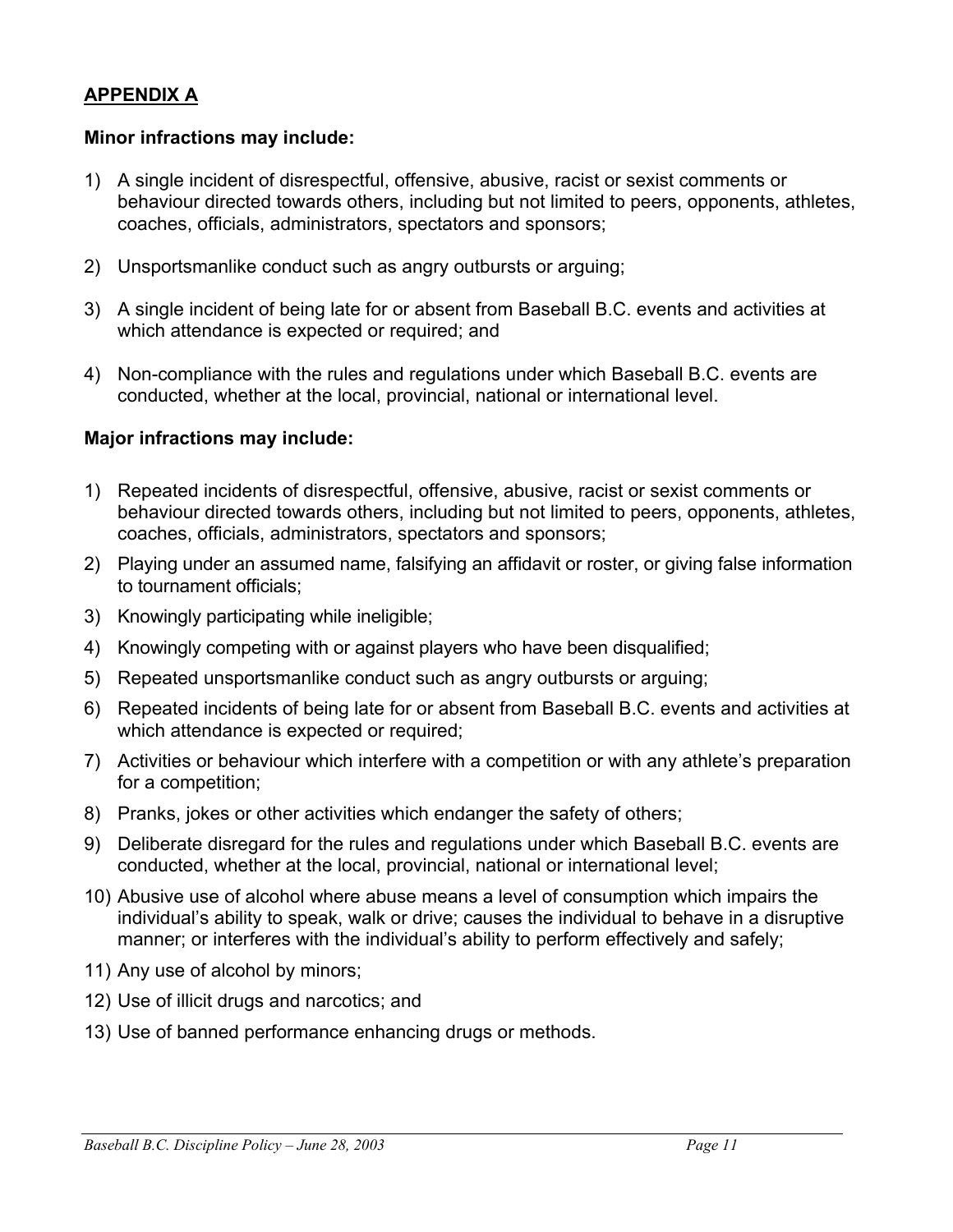## APPENDIX A

**Minor infractions may include:**

1) A single incident of disrespectful, offensive, abusive, racist or sexist comments or behaviour directed towards others, including but not limited to peers, opponents, athletes, coaches, officials, administrators, spectators and sponsors;

2) Unsportsmanlike conduct such as angry outbursts or arguing;

3) A single incident of being late for or absent from Baseball B.C. events and activities at which attendance is expected or required; and

4) Non-compliance with the rules and regulations under which Baseball B.C. events are conducted, whether at the local, provincial, national or international level.

**Major infractions may include:**

1) Repeated incidents of disrespectful, offensive, abusive, racist or sexist comments or behaviour directed towards others, including but not limited to peers, opponents, athletes, coaches, officials, administrators, spectators and sponsors;
2) Playing under an assumed name, falsifying an affidavit or roster, or giving false information to tournament officials;
3) Knowingly participating while ineligible;
4) Knowingly competing with or against players who have been disqualified;
5) Repeated unsportsmanlike conduct such as angry outbursts or arguing;
6) Repeated incidents of being late for or absent from Baseball B.C. events and activities at which attendance is expected or required;
7) Activities or behaviour which interfere with a competition or with any athlete's preparation for a competition;
8) Pranks, jokes or other activities which endanger the safety of others;
9) Deliberate disregard for the rules and regulations under which Baseball B.C. events are conducted, whether at the local, provincial, national or international level;
10) Abusive use of alcohol where abuse means a level of consumption which impairs the individual's ability to speak, walk or drive; causes the individual to behave in a disruptive manner; or interferes with the individual's ability to perform effectively and safely;
11) Any use of alcohol by minors;
12) Use of illicit drugs and narcotics; and
13) Use of banned performance enhancing drugs or methods.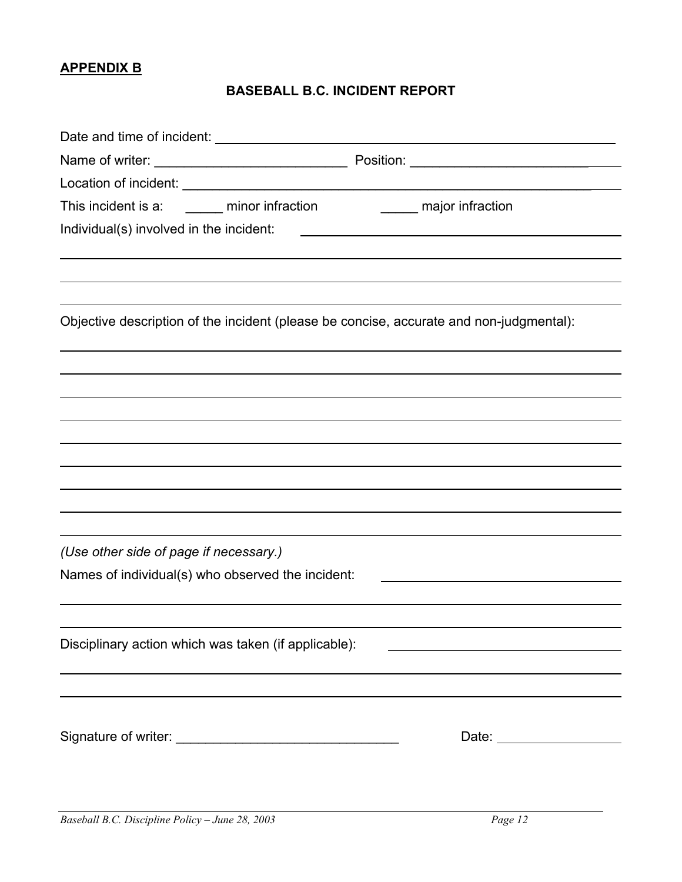**APPENDIX B**

## BASEBALL B.C. INCIDENT REPORT

Date and time of incident: ______________________________________________

Name of writer: __________________________ Position: ________________________

Location of incident: ______________________________________________________

This incident is a: _____ minor infraction _____ major infraction

Individual(s) involved in the incident: ______________________________________

___________________________________________________________________________

___________________________________________________________________________

___________________________________________________________________________

Objective description of the incident (please be concise, accurate and non-judgmental):

___________________________________________________________________________

___________________________________________________________________________

___________________________________________________________________________

___________________________________________________________________________

___________________________________________________________________________

___________________________________________________________________________

___________________________________________________________________________

___________________________________________________________________________

___________________________________________________________________________

*(Use other side of page if necessary.)*

Names of individual(s) who observed the incident: ___________________________

___________________________________________________________________________

___________________________________________________________________________

Disciplinary action which was taken (if applicable): __________________________

___________________________________________________________________________

___________________________________________________________________________

Signature of writer: ______________________________ Date: _________________